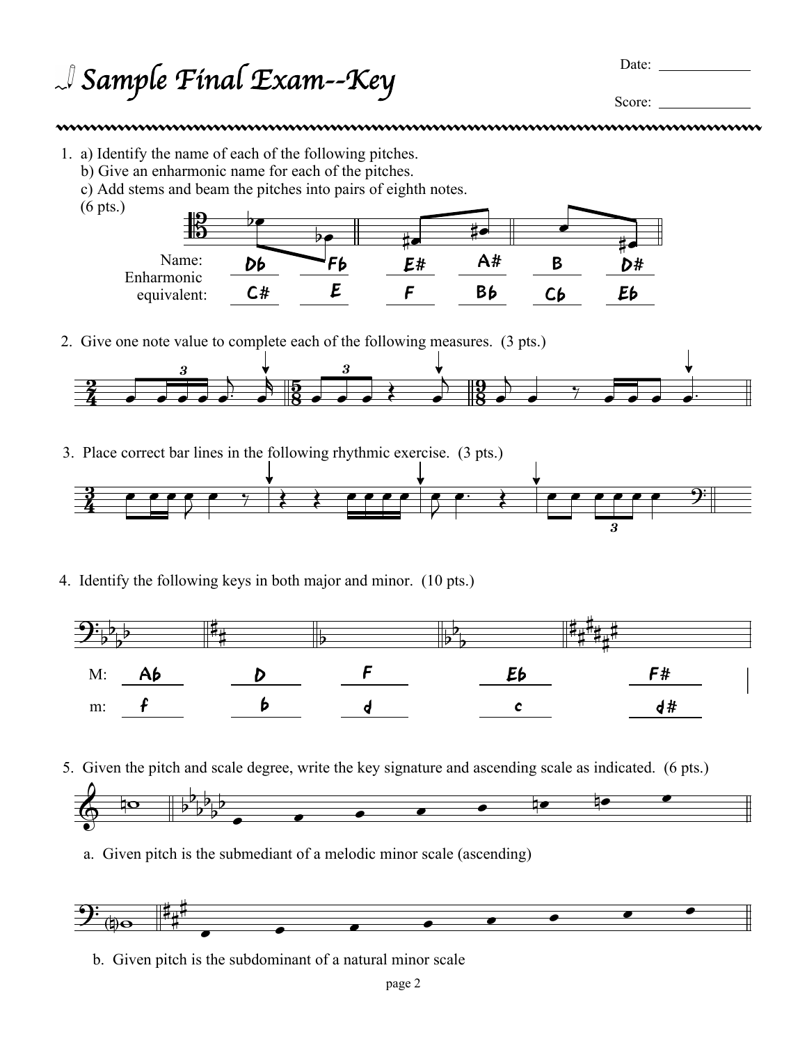# Sample Final Exam--Key

Date: _____________

Score: _____________

1. a) Identify the name of each of the following pitches.
   b) Give an enharmonic name for each of the pitches.
   c) Add stems and beam the pitches into pairs of eighth notes.
   (6 pts.)

| | | | | | | |
|---|---|---|---|---|---|---|
| Name: | Db | Fb | E# | A# | B | D# |
| Enharmonic equivalent: | C# | E | F | Bb | Cb | Eb |

2. Give one note value to complete each of the following measures. (3 pts.)

3. Place correct bar lines in the following rhythmic exercise. (3 pts.)

4. Identify the following keys in both major and minor. (10 pts.)

| | | | | | |
|---|---|---|---|---|---|
| M: | Ab | D | F | Eb | F# |
| m: | f | b | d | c | d# |

5. Given the pitch and scale degree, write the key signature and ascending scale as indicated. (6 pts.)

   a. Given pitch is the submediant of a melodic minor scale (ascending)

   b. Given pitch is the subdominant of a natural minor scale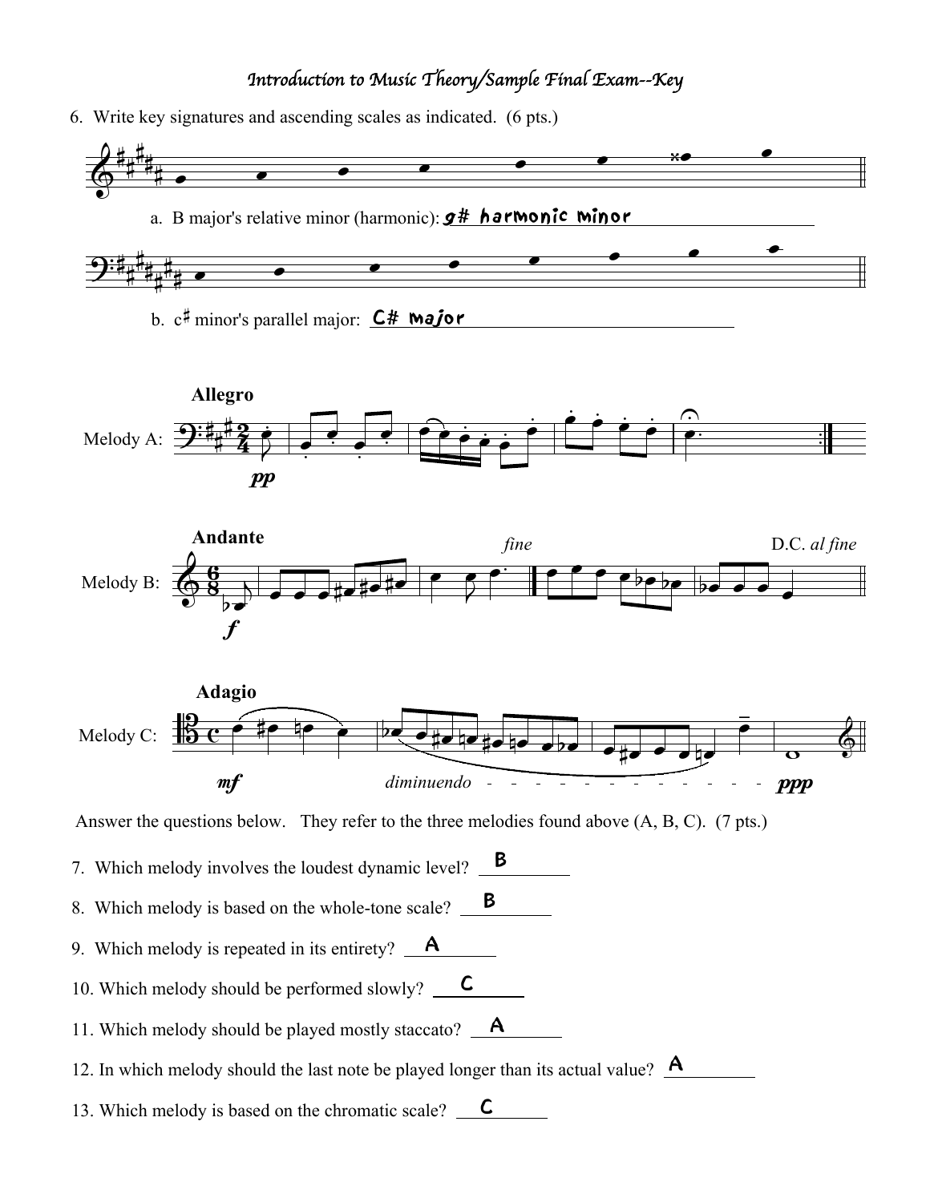# Introduction to Music Theory/Sample Final Exam--Key

6. Write key signatures and ascending scales as indicated. (6 pts.)

a. B major's relative minor (harmonic): g# harmonic minor

b. c♯ minor's parallel major: C# major

Melody A: **Allegro** *pp*

Melody B: **Andante** *f* *fine* D.C. *al fine*

Melody C: **Adagio** *mf* *diminuendo* *ppp*

Answer the questions below. They refer to the three melodies found above (A, B, C). (7 pts.)

7. Which melody involves the loudest dynamic level? B

8. Which melody is based on the whole-tone scale? B

9. Which melody is repeated in its entirety? A

10. Which melody should be performed slowly? C

11. Which melody should be played mostly staccato? A

12. In which melody should the last note be played longer than its actual value? A

13. Which melody is based on the chromatic scale? C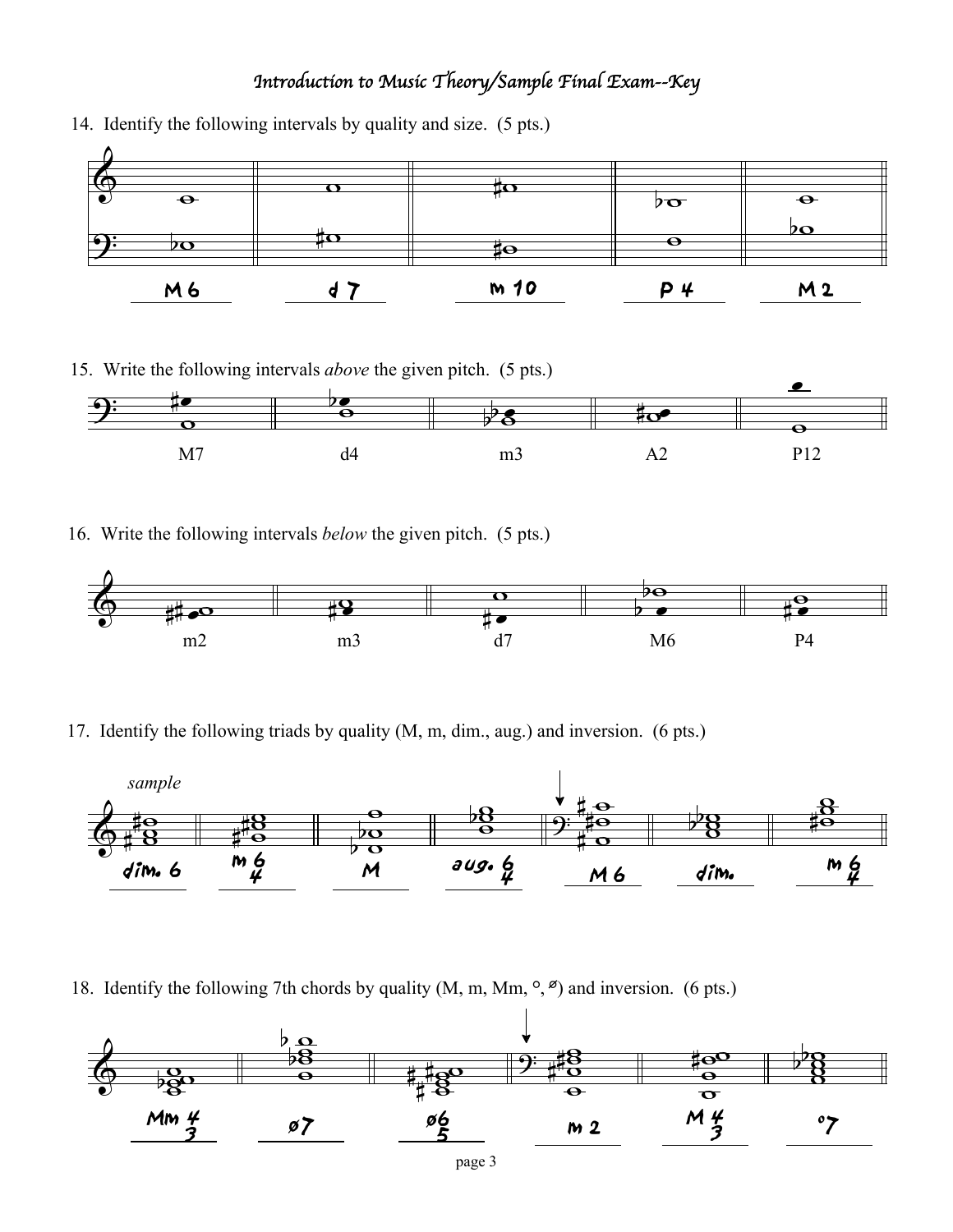# Introduction to Music Theory/Sample Final Exam--Key

14. Identify the following intervals by quality and size. (5 pts.)

M6 &nbsp;&nbsp; d7 &nbsp;&nbsp; m10 &nbsp;&nbsp; P4 &nbsp;&nbsp; M2

15. Write the following intervals *above* the given pitch. (5 pts.)

M7 &nbsp;&nbsp; d4 &nbsp;&nbsp; m3 &nbsp;&nbsp; A2 &nbsp;&nbsp; P12

16. Write the following intervals *below* the given pitch. (5 pts.)

m2 &nbsp;&nbsp; m3 &nbsp;&nbsp; d7 &nbsp;&nbsp; M6 &nbsp;&nbsp; P4

17. Identify the following triads by quality (M, m, dim., aug.) and inversion. (6 pts.)

*sample*

dim. 6 &nbsp;&nbsp; m $^6_4$ &nbsp;&nbsp; M &nbsp;&nbsp; aug. $^6_4$ &nbsp;&nbsp; M6 &nbsp;&nbsp; dim. &nbsp;&nbsp; m $^6_4$

18. Identify the following 7th chords by quality (M, m, Mm, °, ø) and inversion. (6 pts.)

Mm $^4_3$ &nbsp;&nbsp; ø7 &nbsp;&nbsp; ø$^6_5$ &nbsp;&nbsp; m 2 &nbsp;&nbsp; M $^4_3$ &nbsp;&nbsp; °7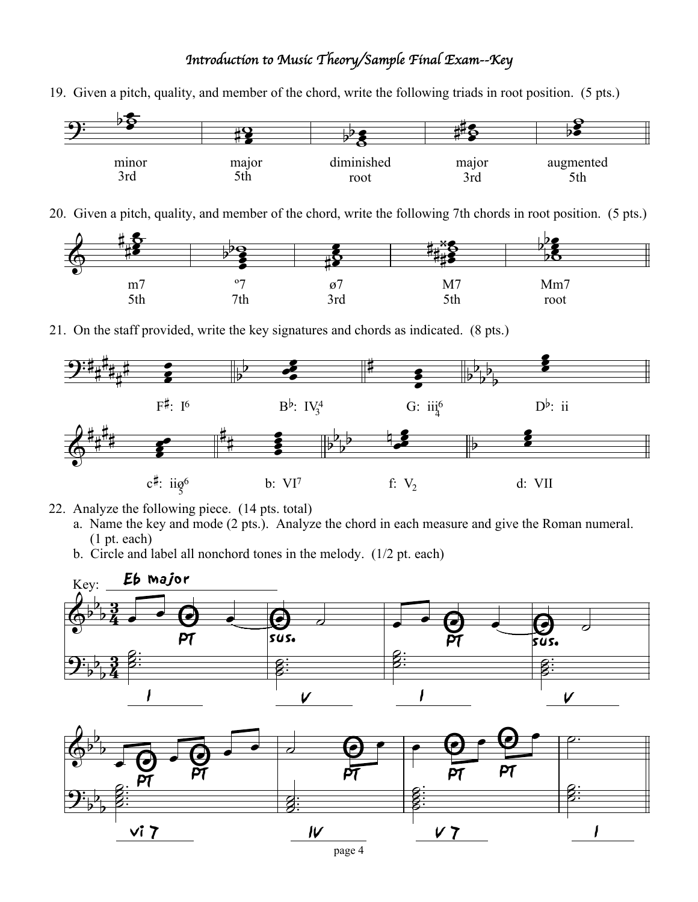# Introduction to Music Theory/Sample Final Exam--Key

19. Given a pitch, quality, and member of the chord, write the following triads in root position. (5 pts.)

minor 3rd | major 5th | diminished root | major 3rd | augmented 5th

20. Given a pitch, quality, and member of the chord, write the following 7th chords in root position. (5 pts.)

m7 5th | º7 7th | ø7 3rd | M7 5th | Mm7 root

21. On the staff provided, write the key signatures and chords as indicated. (8 pts.)

F♯: $I^6$ | B♭: $IV^4_3$ | G: $iii^6_4$ | D♭: ii

c♯: $ii^{ø6}_5$ | b: $VI^7$ | f: $V_2$ | d: VII

22. Analyze the following piece. (14 pts. total)

a. Name the key and mode (2 pts.). Analyze the chord in each measure and give the Roman numeral. (1 pt. each)

b. Circle and label all nonchord tones in the melody. (1/2 pt. each)

Key: Eb major

PT | sus. | PT | sus.

I | V | I | V

PT | PT | PT | PT | PT

vi 7 | IV | V 7 | I